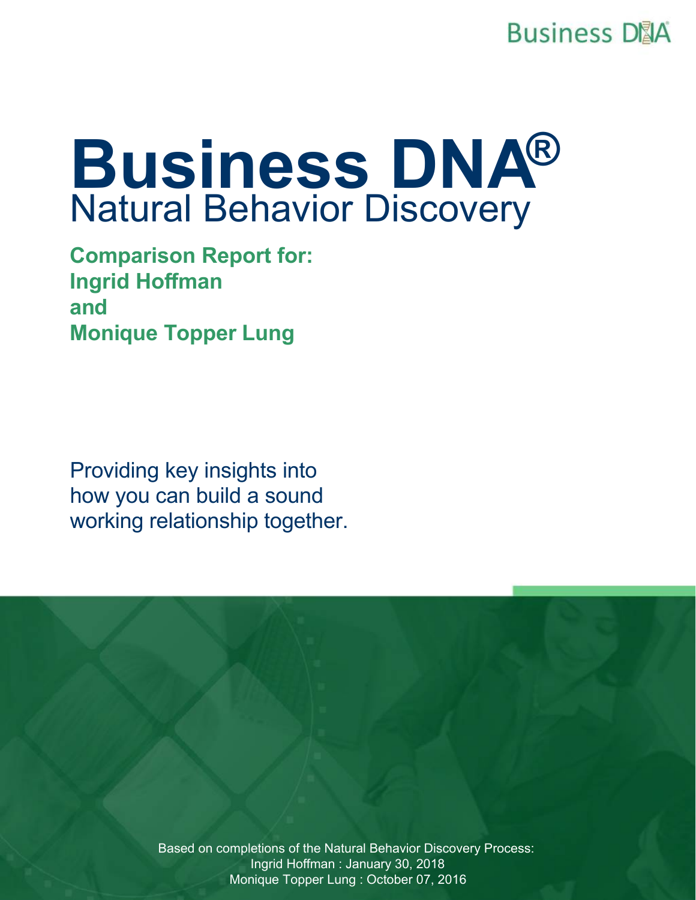# Business DNA®

## Natural Behavior Discovery

**Comparison Report for:**
**Ingrid Hoffman**
**and**
**Monique Topper Lung**

Providing key insights into how you can build a sound working relationship together.

Based on completions of the Natural Behavior Discovery Process:
Ingrid Hoffman : January 30, 2018
Monique Topper Lung : October 07, 2016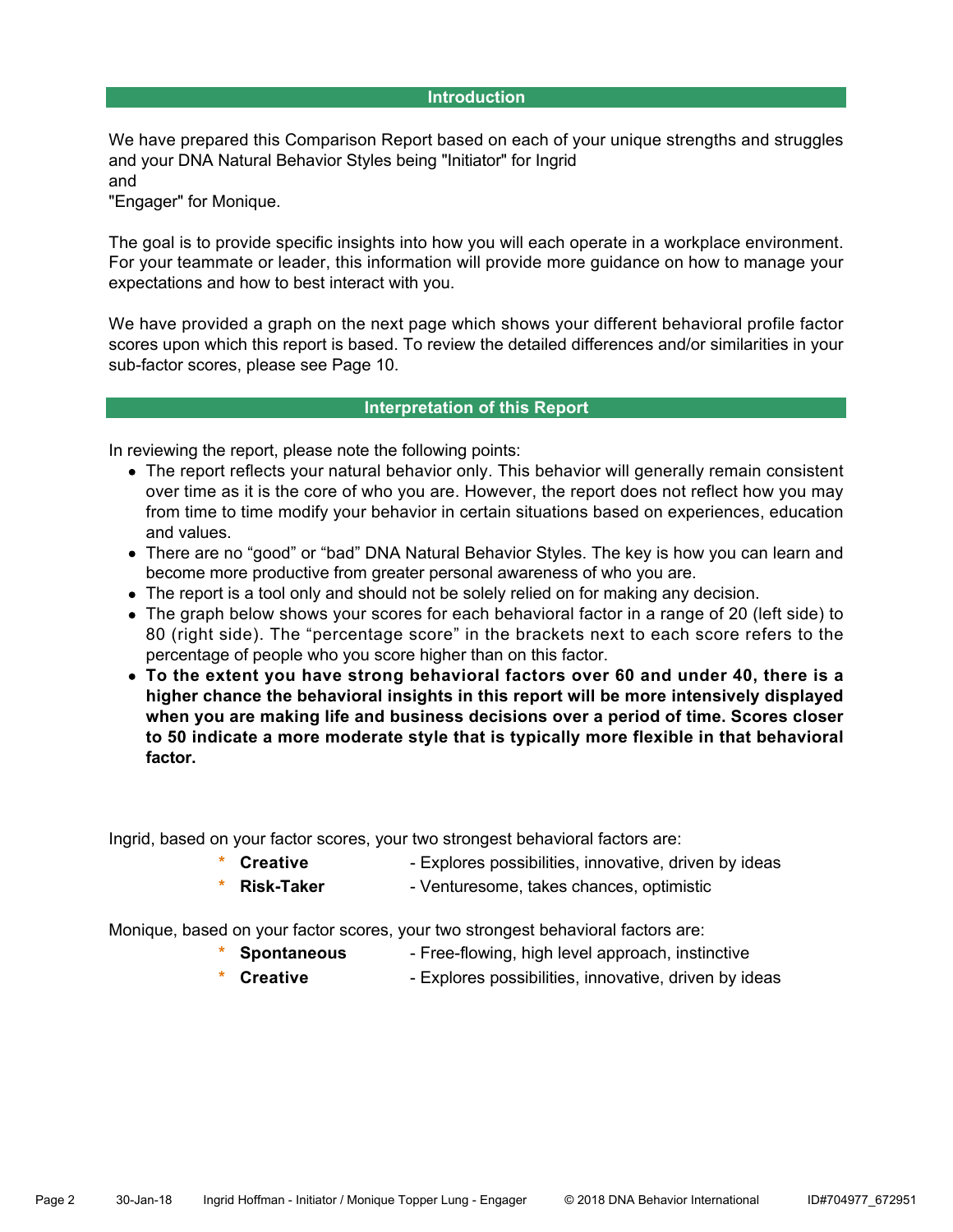## Introduction

We have prepared this Comparison Report based on each of your unique strengths and struggles and your DNA Natural Behavior Styles being "Initiator" for Ingrid
and
"Engager" for Monique.

The goal is to provide specific insights into how you will each operate in a workplace environment. For your teammate or leader, this information will provide more guidance on how to manage your expectations and how to best interact with you.

We have provided a graph on the next page which shows your different behavioral profile factor scores upon which this report is based. To review the detailed differences and/or similarities in your sub-factor scores, please see Page 10.

## Interpretation of this Report

In reviewing the report, please note the following points:

- The report reflects your natural behavior only. This behavior will generally remain consistent over time as it is the core of who you are. However, the report does not reflect how you may from time to time modify your behavior in certain situations based on experiences, education and values.
- There are no “good” or “bad” DNA Natural Behavior Styles. The key is how you can learn and become more productive from greater personal awareness of who you are.
- The report is a tool only and should not be solely relied on for making any decision.
- The graph below shows your scores for each behavioral factor in a range of 20 (left side) to 80 (right side). The “percentage score” in the brackets next to each score refers to the percentage of people who you score higher than on this factor.
- **To the extent you have strong behavioral factors over 60 and under 40, there is a higher chance the behavioral insights in this report will be more intensively displayed when you are making life and business decisions over a period of time. Scores closer to 50 indicate a more moderate style that is typically more flexible in that behavioral factor.**

Ingrid, based on your factor scores, your two strongest behavioral factors are:

- * **Creative** - Explores possibilities, innovative, driven by ideas
- * **Risk-Taker** - Venturesome, takes chances, optimistic

Monique, based on your factor scores, your two strongest behavioral factors are:

- * **Spontaneous** - Free-flowing, high level approach, instinctive
- * **Creative** - Explores possibilities, innovative, driven by ideas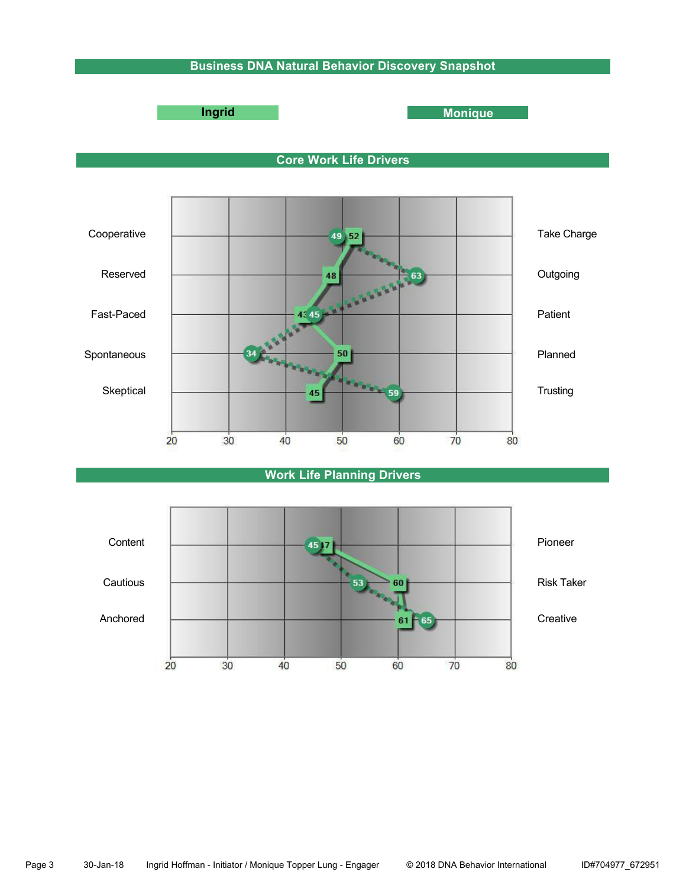# Business DNA Natural Behavior Discovery Snapshot

**Ingrid** | **Monique**

## Core Work Life Drivers

| Left Trait | Ingrid | Monique | Right Trait |
|---|---|---|---|
| Cooperative | 52 | 49 | Take Charge |
| Reserved | 48 | 63 | Outgoing |
| Fast-Paced | 43 | 45 | Patient |
| Spontaneous | 50 | 34 | Planned |
| Skeptical | 45 | 59 | Trusting |

Scale: 20, 30, 40, 50, 60, 70, 80

## Work Life Planning Drivers

| Left Trait | Ingrid | Monique | Right Trait |
|---|---|---|---|
| Content | 47 | 45 | Pioneer |
| Cautious | 60 | 53 | Risk Taker |
| Anchored | 61 | 65 | Creative |

Scale: 20, 30, 40, 50, 60, 70, 80

30-Jan-18 Ingrid Hoffman - Initiator / Monique Topper Lung - Engager © 2018 DNA Behavior International ID#704977_672951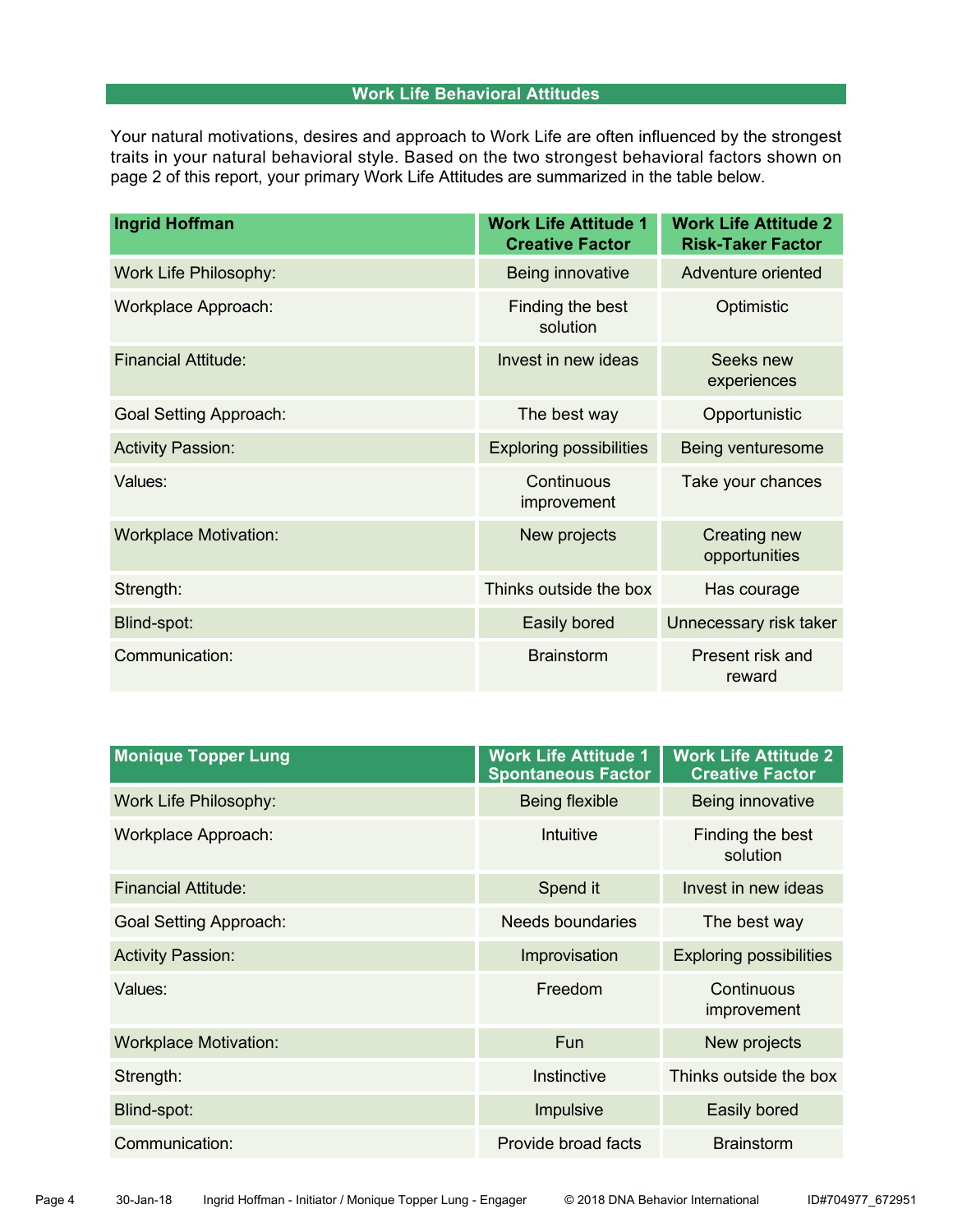## Work Life Behavioral Attitudes

Your natural motivations, desires and approach to Work Life are often influenced by the strongest traits in your natural behavioral style. Based on the two strongest behavioral factors shown on page 2 of this report, your primary Work Life Attitudes are summarized in the table below.

| Ingrid Hoffman | Work Life Attitude 1 Creative Factor | Work Life Attitude 2 Risk-Taker Factor |
|---|---|---|
| Work Life Philosophy: | Being innovative | Adventure oriented |
| Workplace Approach: | Finding the best solution | Optimistic |
| Financial Attitude: | Invest in new ideas | Seeks new experiences |
| Goal Setting Approach: | The best way | Opportunistic |
| Activity Passion: | Exploring possibilities | Being venturesome |
| Values: | Continuous improvement | Take your chances |
| Workplace Motivation: | New projects | Creating new opportunities |
| Strength: | Thinks outside the box | Has courage |
| Blind-spot: | Easily bored | Unnecessary risk taker |
| Communication: | Brainstorm | Present risk and reward |

| Monique Topper Lung | Work Life Attitude 1 Spontaneous Factor | Work Life Attitude 2 Creative Factor |
|---|---|---|
| Work Life Philosophy: | Being flexible | Being innovative |
| Workplace Approach: | Intuitive | Finding the best solution |
| Financial Attitude: | Spend it | Invest in new ideas |
| Goal Setting Approach: | Needs boundaries | The best way |
| Activity Passion: | Improvisation | Exploring possibilities |
| Values: | Freedom | Continuous improvement |
| Workplace Motivation: | Fun | New projects |
| Strength: | Instinctive | Thinks outside the box |
| Blind-spot: | Impulsive | Easily bored |
| Communication: | Provide broad facts | Brainstorm |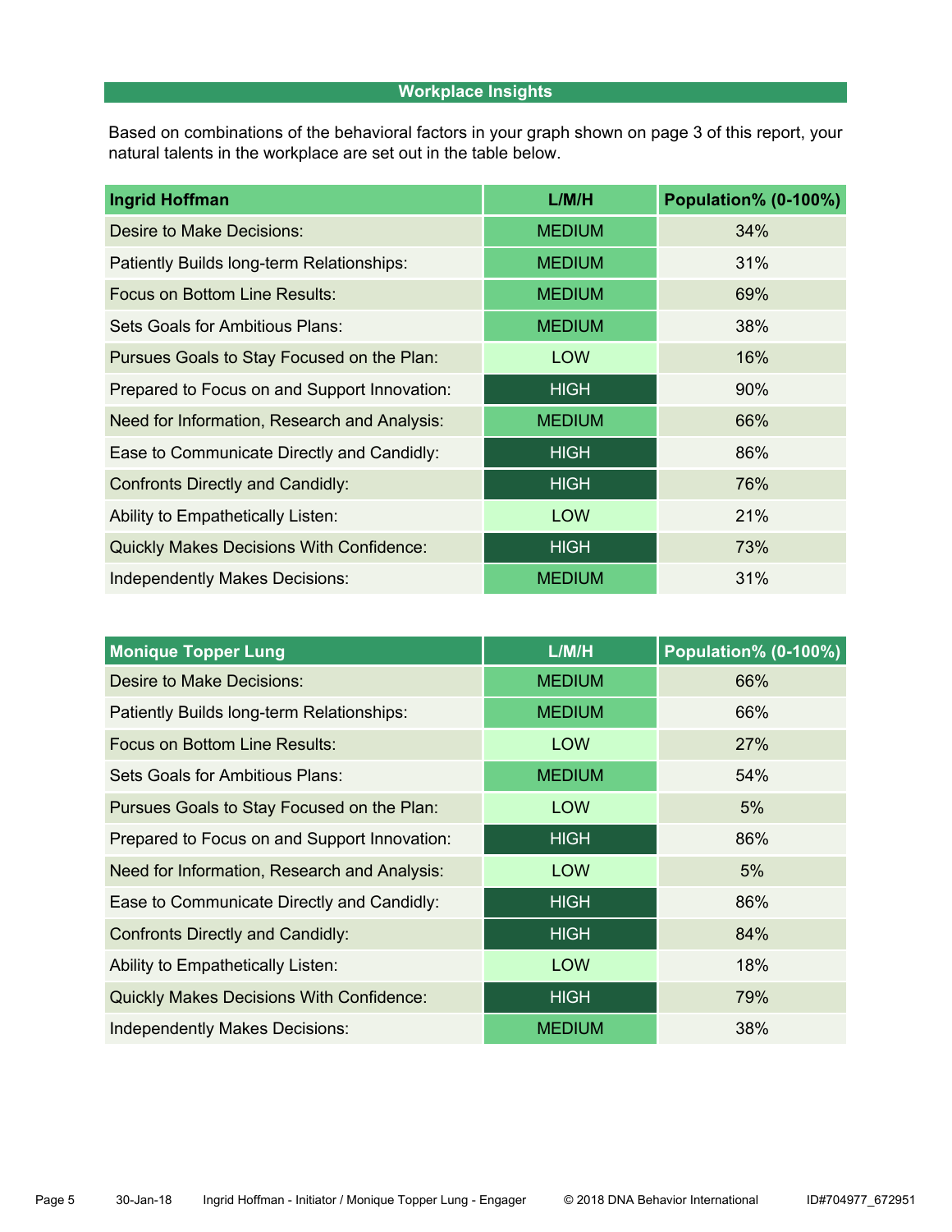## Workplace Insights

Based on combinations of the behavioral factors in your graph shown on page 3 of this report, your natural talents in the workplace are set out in the table below.

| Ingrid Hoffman | L/M/H | Population% (0-100%) |
|---|---|---|
| Desire to Make Decisions: | MEDIUM | 34% |
| Patiently Builds long-term Relationships: | MEDIUM | 31% |
| Focus on Bottom Line Results: | MEDIUM | 69% |
| Sets Goals for Ambitious Plans: | MEDIUM | 38% |
| Pursues Goals to Stay Focused on the Plan: | LOW | 16% |
| Prepared to Focus on and Support Innovation: | HIGH | 90% |
| Need for Information, Research and Analysis: | MEDIUM | 66% |
| Ease to Communicate Directly and Candidly: | HIGH | 86% |
| Confronts Directly and Candidly: | HIGH | 76% |
| Ability to Empathetically Listen: | LOW | 21% |
| Quickly Makes Decisions With Confidence: | HIGH | 73% |
| Independently Makes Decisions: | MEDIUM | 31% |

| Monique Topper Lung | L/M/H | Population% (0-100%) |
|---|---|---|
| Desire to Make Decisions: | MEDIUM | 66% |
| Patiently Builds long-term Relationships: | MEDIUM | 66% |
| Focus on Bottom Line Results: | LOW | 27% |
| Sets Goals for Ambitious Plans: | MEDIUM | 54% |
| Pursues Goals to Stay Focused on the Plan: | LOW | 5% |
| Prepared to Focus on and Support Innovation: | HIGH | 86% |
| Need for Information, Research and Analysis: | LOW | 5% |
| Ease to Communicate Directly and Candidly: | HIGH | 86% |
| Confronts Directly and Candidly: | HIGH | 84% |
| Ability to Empathetically Listen: | LOW | 18% |
| Quickly Makes Decisions With Confidence: | HIGH | 79% |
| Independently Makes Decisions: | MEDIUM | 38% |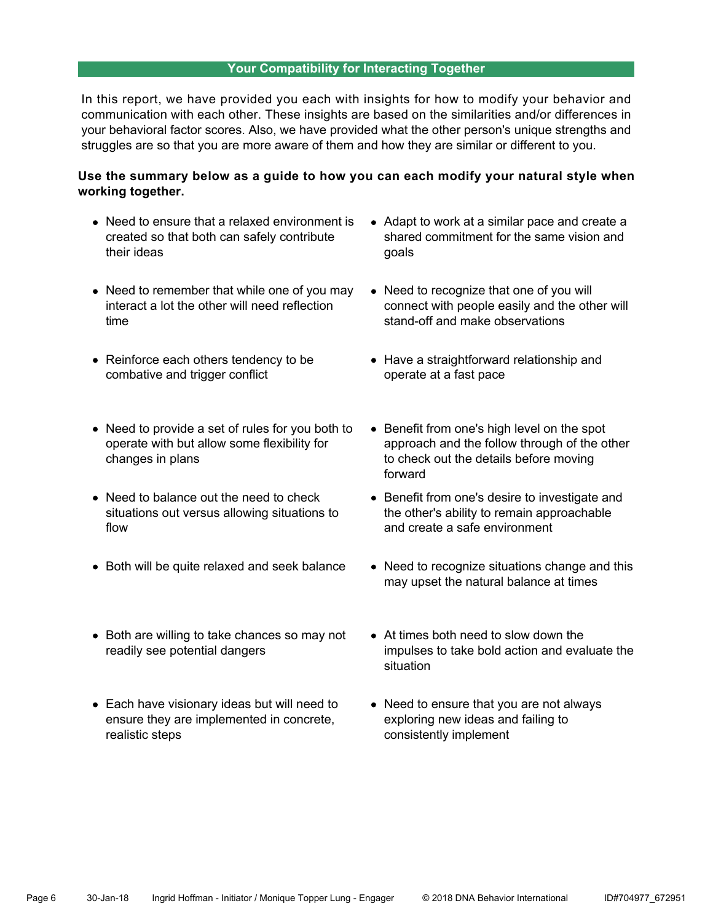## Your Compatibility for Interacting Together

In this report, we have provided you each with insights for how to modify your behavior and communication with each other. These insights are based on the similarities and/or differences in your behavioral factor scores. Also, we have provided what the other person's unique strengths and struggles are so that you are more aware of them and how they are similar or different to you.

**Use the summary below as a guide to how you can each modify your natural style when working together.**

- Need to ensure that a relaxed environment is created so that both can safely contribute their ideas
- Adapt to work at a similar pace and create a shared commitment for the same vision and goals
- Need to remember that while one of you may interact a lot the other will need reflection time
- Need to recognize that one of you will connect with people easily and the other will stand-off and make observations
- Reinforce each others tendency to be combative and trigger conflict
- Have a straightforward relationship and operate at a fast pace
- Need to provide a set of rules for you both to operate with but allow some flexibility for changes in plans
- Benefit from one's high level on the spot approach and the follow through of the other to check out the details before moving forward
- Need to balance out the need to check situations out versus allowing situations to flow
- Benefit from one's desire to investigate and the other's ability to remain approachable and create a safe environment
- Both will be quite relaxed and seek balance
- Need to recognize situations change and this may upset the natural balance at times
- Both are willing to take chances so may not readily see potential dangers
- At times both need to slow down the impulses to take bold action and evaluate the situation
- Each have visionary ideas but will need to ensure they are implemented in concrete, realistic steps
- Need to ensure that you are not always exploring new ideas and failing to consistently implement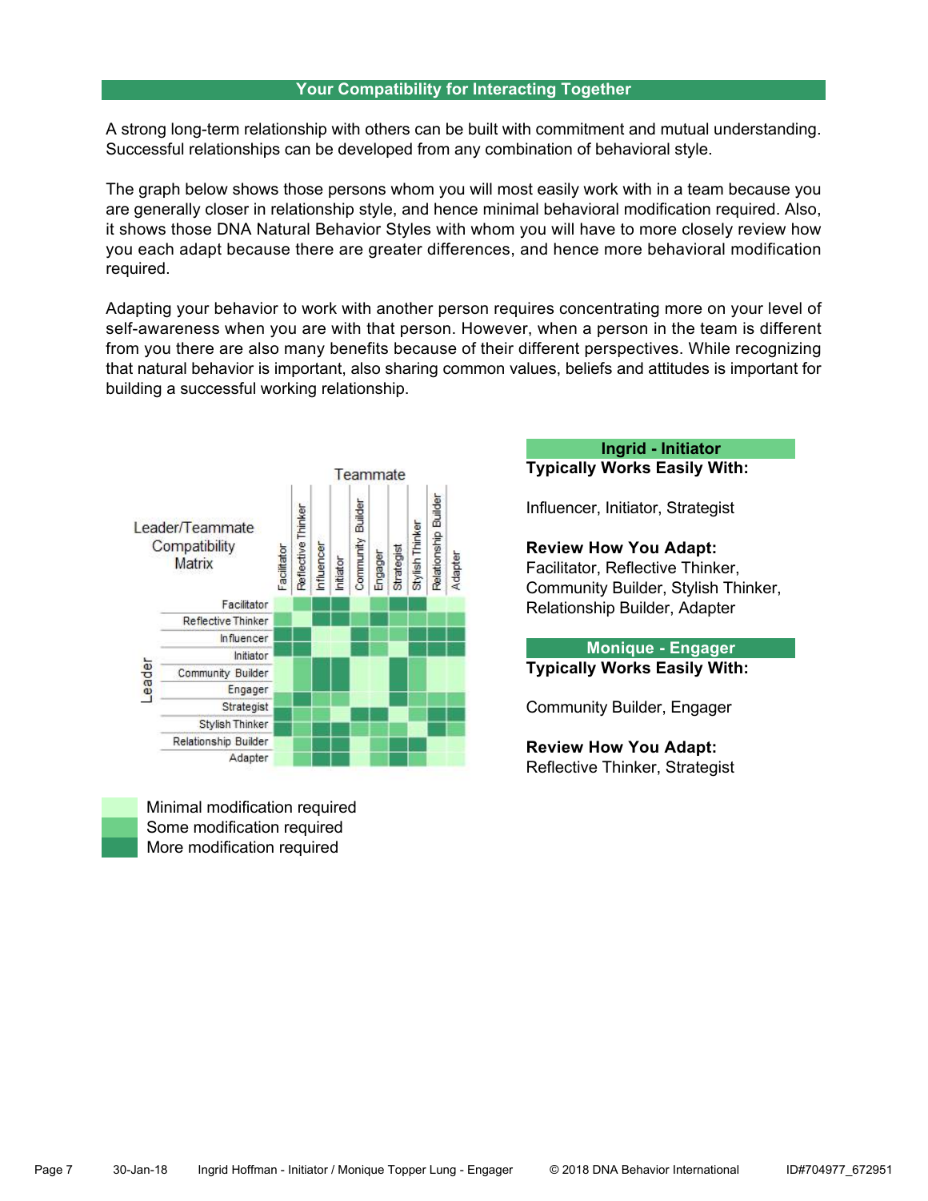## Your Compatibility for Interacting Together

A strong long-term relationship with others can be built with commitment and mutual understanding. Successful relationships can be developed from any combination of behavioral style.

The graph below shows those persons whom you will most easily work with in a team because you are generally closer in relationship style, and hence minimal behavioral modification required. Also, it shows those DNA Natural Behavior Styles with whom you will have to more closely review how you each adapt because there are greater differences, and hence more behavioral modification required.

Adapting your behavior to work with another person requires concentrating more on your level of self-awareness when you are with that person. However, when a person in the team is different from you there are also many benefits because of their different perspectives. While recognizing that natural behavior is important, also sharing common values, beliefs and attitudes is important for building a successful working relationship.

Leader/Teammate Compatibility Matrix

- Minimal modification required
- Some modification required
- More modification required

### Ingrid - Initiator

**Typically Works Easily With:**

Influencer, Initiator, Strategist

**Review How You Adapt:**
Facilitator, Reflective Thinker, Community Builder, Stylish Thinker, Relationship Builder, Adapter

### Monique - Engager

**Typically Works Easily With:**

Community Builder, Engager

**Review How You Adapt:**
Reflective Thinker, Strategist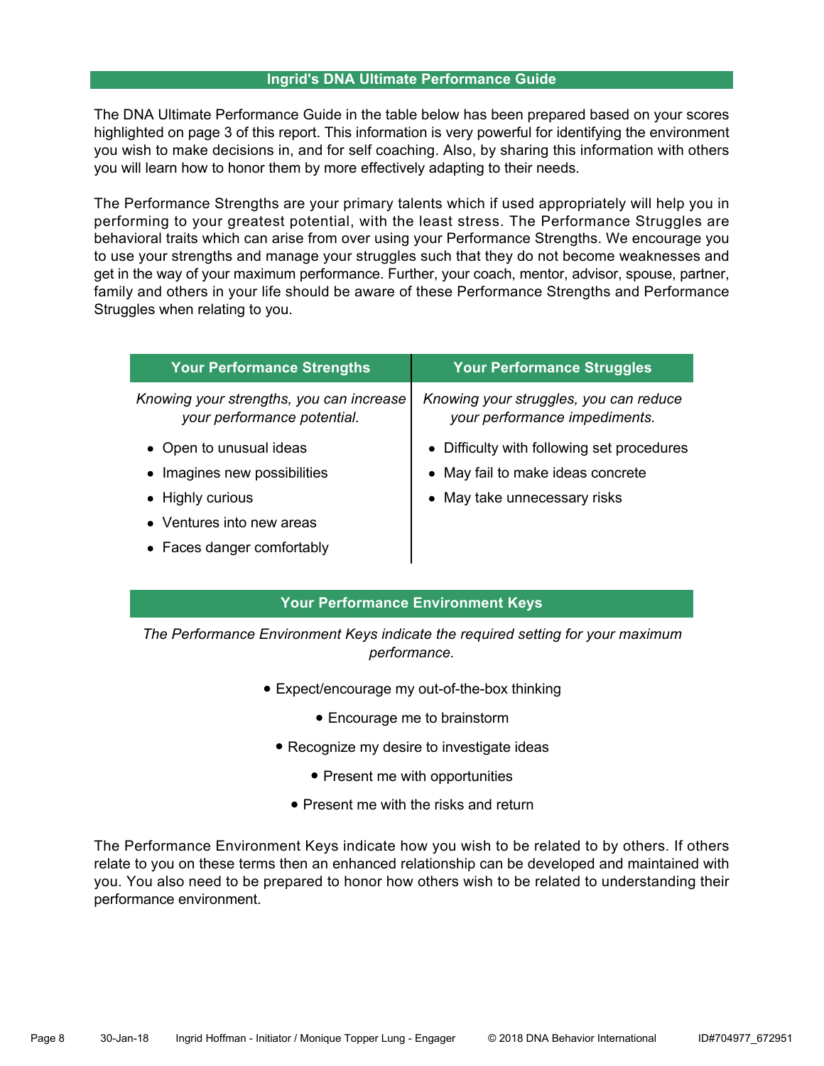## Ingrid's DNA Ultimate Performance Guide

The DNA Ultimate Performance Guide in the table below has been prepared based on your scores highlighted on page 3 of this report. This information is very powerful for identifying the environment you wish to make decisions in, and for self coaching. Also, by sharing this information with others you will learn how to honor them by more effectively adapting to their needs.

The Performance Strengths are your primary talents which if used appropriately will help you in performing to your greatest potential, with the least stress. The Performance Struggles are behavioral traits which can arise from over using your Performance Strengths. We encourage you to use your strengths and manage your struggles such that they do not become weaknesses and get in the way of your maximum performance. Further, your coach, mentor, advisor, spouse, partner, family and others in your life should be aware of these Performance Strengths and Performance Struggles when relating to you.

| Your Performance Strengths | Your Performance Struggles |
|---|---|
| *Knowing your strengths, you can increase your performance potential.* | *Knowing your struggles, you can reduce your performance impediments.* |
| • Open to unusual ideas | • Difficulty with following set procedures |
| • Imagines new possibilities | • May fail to make ideas concrete |
| • Highly curious | • May take unnecessary risks |
| • Ventures into new areas | |
| • Faces danger comfortably | |

### Your Performance Environment Keys

*The Performance Environment Keys indicate the required setting for your maximum performance.*

- Expect/encourage my out-of-the-box thinking
- Encourage me to brainstorm
- Recognize my desire to investigate ideas
- Present me with opportunities
- Present me with the risks and return

The Performance Environment Keys indicate how you wish to be related to by others. If others relate to you on these terms then an enhanced relationship can be developed and maintained with you. You also need to be prepared to honor how others wish to be related to understanding their performance environment.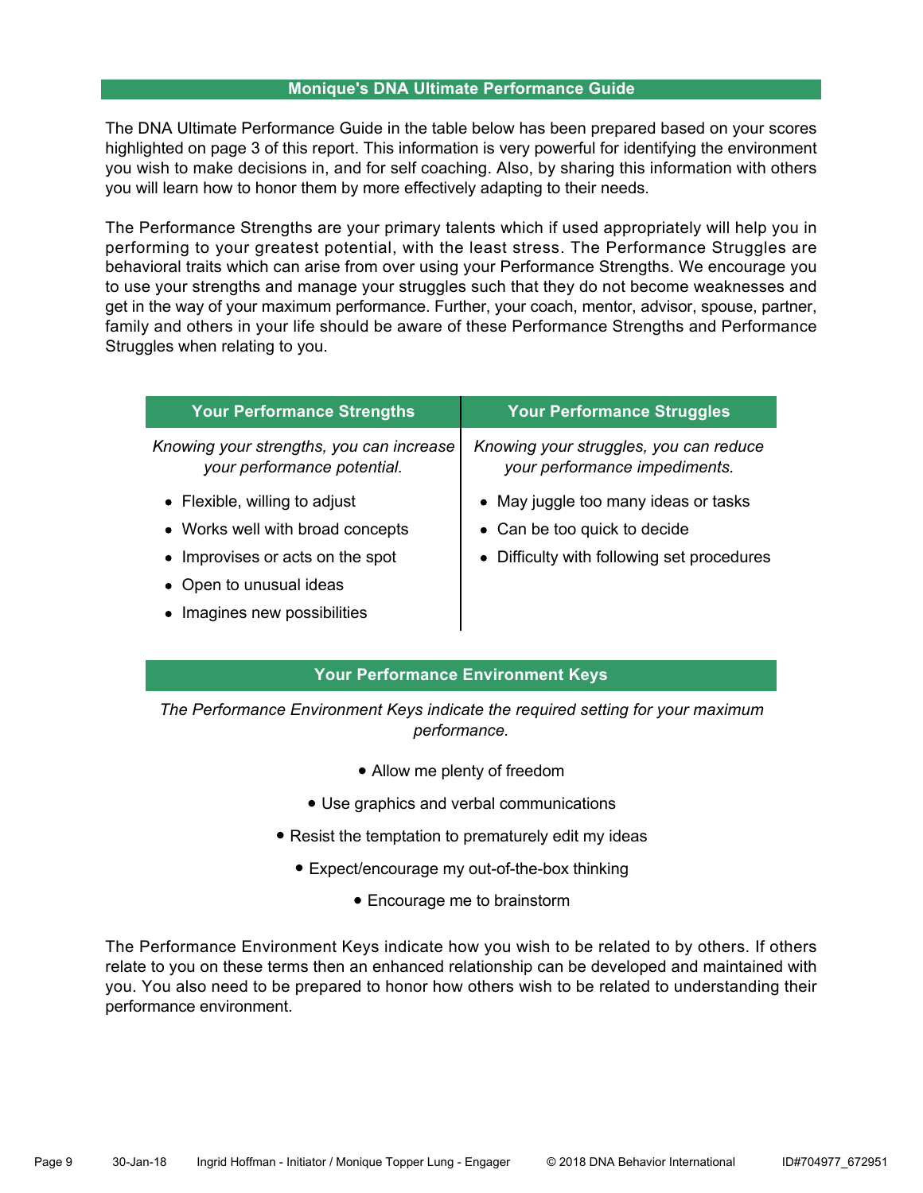## Monique's DNA Ultimate Performance Guide

The DNA Ultimate Performance Guide in the table below has been prepared based on your scores highlighted on page 3 of this report. This information is very powerful for identifying the environment you wish to make decisions in, and for self coaching. Also, by sharing this information with others you will learn how to honor them by more effectively adapting to their needs.

The Performance Strengths are your primary talents which if used appropriately will help you in performing to your greatest potential, with the least stress. The Performance Struggles are behavioral traits which can arise from over using your Performance Strengths. We encourage you to use your strengths and manage your struggles such that they do not become weaknesses and get in the way of your maximum performance. Further, your coach, mentor, advisor, spouse, partner, family and others in your life should be aware of these Performance Strengths and Performance Struggles when relating to you.

| Your Performance Strengths | Your Performance Struggles |
| --- | --- |
| *Knowing your strengths, you can increase your performance potential.* | *Knowing your struggles, you can reduce your performance impediments.* |
| • Flexible, willing to adjust | • May juggle too many ideas or tasks |
| • Works well with broad concepts | • Can be too quick to decide |
| • Improvises or acts on the spot | • Difficulty with following set procedures |
| • Open to unusual ideas | |
| • Imagines new possibilities | |

### Your Performance Environment Keys

*The Performance Environment Keys indicate the required setting for your maximum performance.*

- Allow me plenty of freedom
- Use graphics and verbal communications
- Resist the temptation to prematurely edit my ideas
- Expect/encourage my out-of-the-box thinking
- Encourage me to brainstorm

The Performance Environment Keys indicate how you wish to be related to by others. If others relate to you on these terms then an enhanced relationship can be developed and maintained with you. You also need to be prepared to honor how others wish to be related to understanding their performance environment.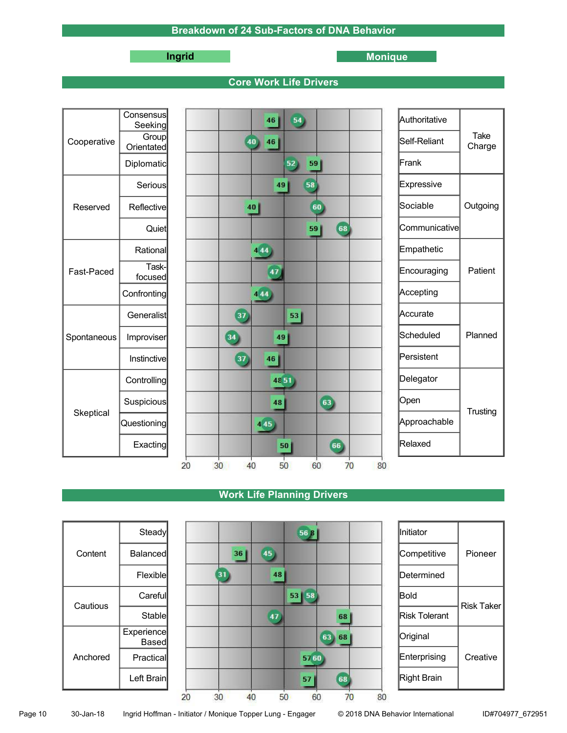# Breakdown of 24 Sub-Factors of DNA Behavior

**Ingrid** (square markers) | **Monique** (circle markers)

## Core Work Life Drivers

| Factor | Sub-Factor | Ingrid | Monique | Opposite Sub-Factor | Opposite Factor |
|---|---|---|---|---|---|
| Cooperative | Consensus Seeking | 46 | 54 | Authoritative | Take Charge |
| | Group Orientated | 46 | 40 | Self-Reliant | |
| | Diplomatic | 59 | 52 | Frank | |
| Reserved | Serious | 49 | 58 | Expressive | Outgoing |
| | Reflective | 40 | 60 | Sociable | |
| | Quiet | 59 | 68 | Communicative | |
| Fast-Paced | Rational | 4 | 44 | Empathetic | Patient |
| | Task-focused | | 47 | Encouraging | |
| | Confronting | 4 | 44 | Accepting | |
| Spontaneous | Generalist | 53 | 37 | Accurate | Planned |
| | Improviser | 49 | 34 | Scheduled | |
| | Instinctive | 46 | 37 | Persistent | |
| Skeptical | Controlling | 48 | 51 | Delegator | Trusting |
| | Suspicious | 48 | 63 | Open | |
| | Questioning | 4 | 45 | Approachable | |
| | Exacting | 50 | 66 | Relaxed | |

Scale: 20 – 30 – 40 – 50 – 60 – 70 – 80

## Work Life Planning Drivers

| Factor | Sub-Factor | Ingrid | Monique | Opposite Sub-Factor | Opposite Factor |
|---|---|---|---|---|---|
| Content | Steady | 8 | 56 | Initiator | Pioneer |
| | Balanced | 36 | 45 | Competitive | |
| | Flexible | 48 | 31 | Determined | |
| Cautious | Careful | 53 | 58 | Bold | Risk Taker |
| | Stable | 68 | 47 | Risk Tolerant | |
| Anchored | Experience Based | 68 | 63 | Original | Creative |
| | Practical | 57 | 60 | Enterprising | |
| | Left Brain | 57 | 68 | Right Brain | |

Scale: 20 – 30 – 40 – 50 – 60 – 70 – 80

30-Jan-18 Ingrid Hoffman - Initiator / Monique Topper Lung - Engager © 2018 DNA Behavior International ID#704977_672951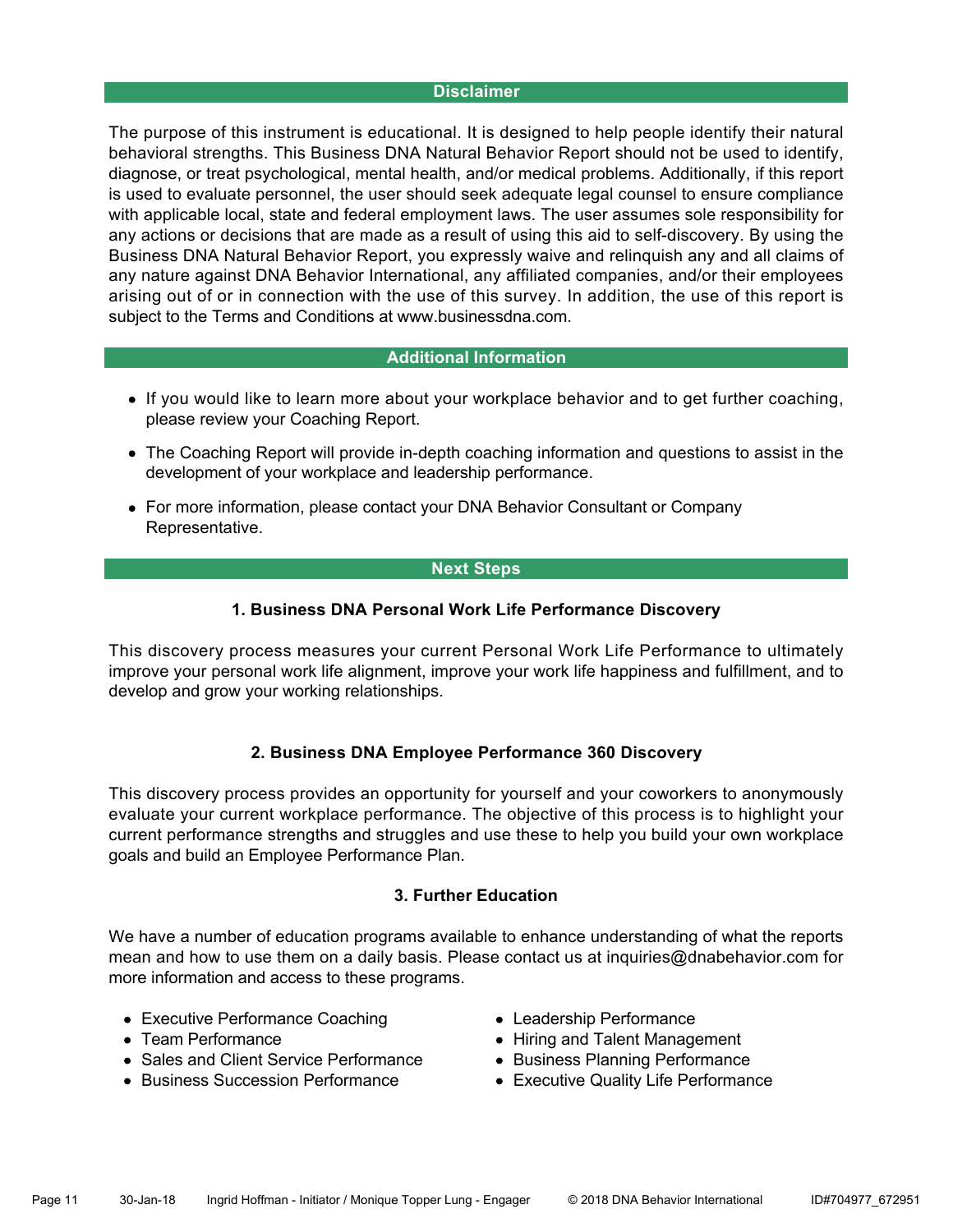## Disclaimer

The purpose of this instrument is educational. It is designed to help people identify their natural behavioral strengths. This Business DNA Natural Behavior Report should not be used to identify, diagnose, or treat psychological, mental health, and/or medical problems. Additionally, if this report is used to evaluate personnel, the user should seek adequate legal counsel to ensure compliance with applicable local, state and federal employment laws. The user assumes sole responsibility for any actions or decisions that are made as a result of using this aid to self-discovery. By using the Business DNA Natural Behavior Report, you expressly waive and relinquish any and all claims of any nature against DNA Behavior International, any affiliated companies, and/or their employees arising out of or in connection with the use of this survey. In addition, the use of this report is subject to the Terms and Conditions at www.businessdna.com.

## Additional Information

- If you would like to learn more about your workplace behavior and to get further coaching, please review your Coaching Report.
- The Coaching Report will provide in-depth coaching information and questions to assist in the development of your workplace and leadership performance.
- For more information, please contact your DNA Behavior Consultant or Company Representative.

## Next Steps

### 1. Business DNA Personal Work Life Performance Discovery

This discovery process measures your current Personal Work Life Performance to ultimately improve your personal work life alignment, improve your work life happiness and fulfillment, and to develop and grow your working relationships.

### 2. Business DNA Employee Performance 360 Discovery

This discovery process provides an opportunity for yourself and your coworkers to anonymously evaluate your current workplace performance. The objective of this process is to highlight your current performance strengths and struggles and use these to help you build your own workplace goals and build an Employee Performance Plan.

### 3. Further Education

We have a number of education programs available to enhance understanding of what the reports mean and how to use them on a daily basis. Please contact us at inquiries@dnabehavior.com for more information and access to these programs.

- Executive Performance Coaching
- Team Performance
- Sales and Client Service Performance
- Business Succession Performance
- Leadership Performance
- Hiring and Talent Management
- Business Planning Performance
- Executive Quality Life Performance